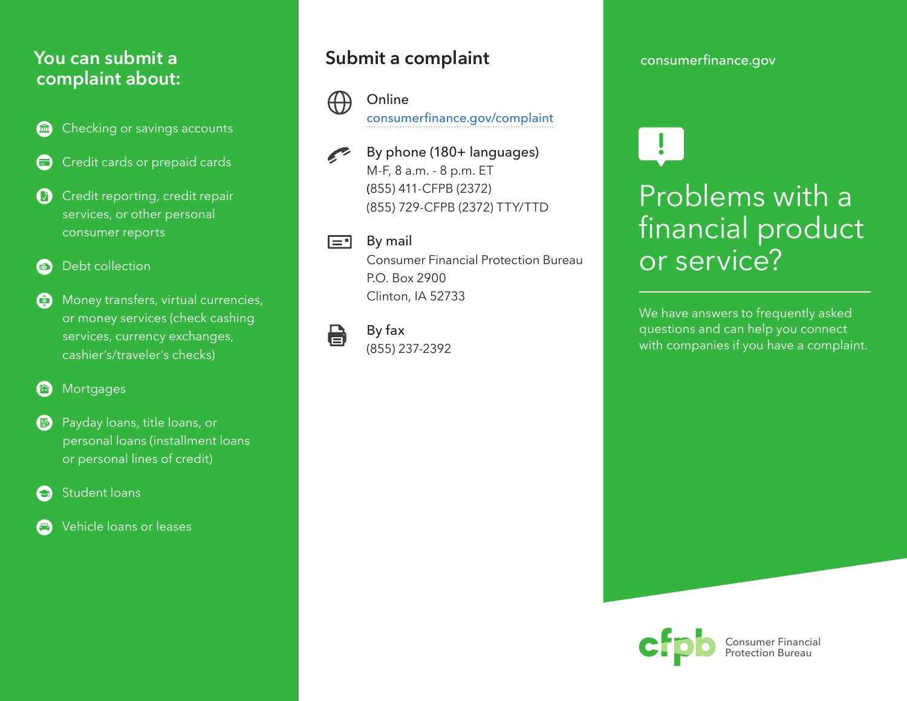## You can submit a complaint about:

- Checking or savings accounts
- Credit cards or prepaid cards
- Credit reporting, credit repair services, or other personal consumer reports
- Debt collection
- Money transfers, virtual currencies, or money services (check cashing services, currency exchanges, cashier's/traveler's checks)
- Mortgages
- Payday loans, title loans, or personal loans (installment loans or personal lines of credit)
- Student loans
- Vehicle loans or leases

## Submit a complaint

**Online**
consumerfinance.gov/complaint

**By phone (180+ languages)**
M-F, 8 a.m. - 8 p.m. ET
(855) 411-CFPB (2372)
(855) 729-CFPB (2372) TTY/TTD

**By mail**
Consumer Financial Protection Bureau
P.O. Box 2900
Clinton, IA 52733

**By fax**
(855) 237-2392

consumerfinance.gov

# Problems with a financial product or service?

We have answers to frequently asked questions and can help you connect with companies if you have a complaint.

cfpb Consumer Financial Protection Bureau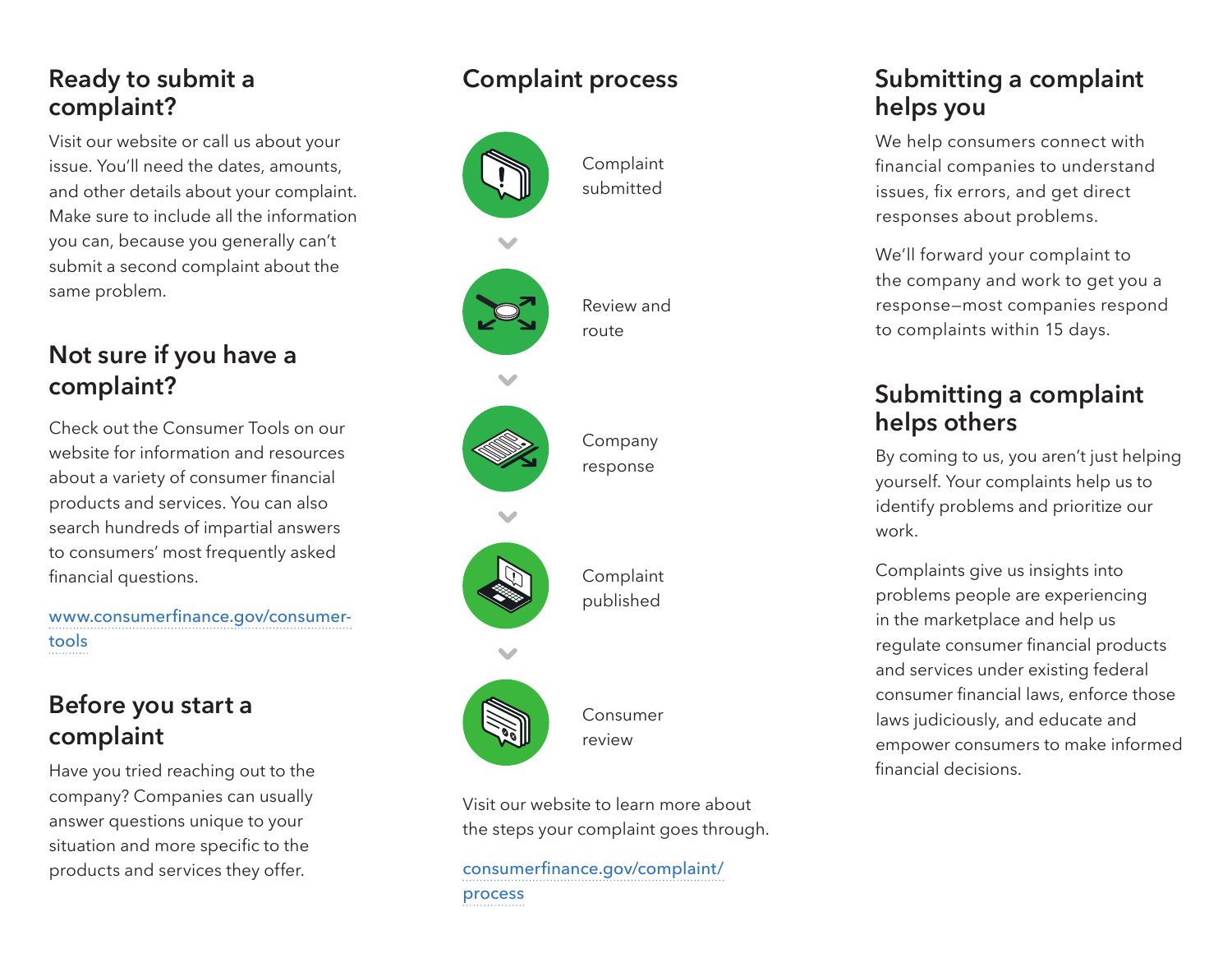## Ready to submit a complaint?

Visit our website or call us about your issue. You'll need the dates, amounts, and other details about your complaint. Make sure to include all the information you can, because you generally can't submit a second complaint about the same problem.

## Not sure if you have a complaint?

Check out the Consumer Tools on our website for information and resources about a variety of consumer financial products and services. You can also search hundreds of impartial answers to consumers' most frequently asked financial questions.

www.consumerfinance.gov/consumer-tools

## Before you start a complaint

Have you tried reaching out to the company? Companies can usually answer questions unique to your situation and more specific to the products and services they offer.

## Complaint process

1. Complaint submitted
2. Review and route
3. Company response
4. Complaint published
5. Consumer review

Visit our website to learn more about the steps your complaint goes through.

consumerfinance.gov/complaint/process

## Submitting a complaint helps you

We help consumers connect with financial companies to understand issues, fix errors, and get direct responses about problems.

We'll forward your complaint to the company and work to get you a response—most companies respond to complaints within 15 days.

## Submitting a complaint helps others

By coming to us, you aren't just helping yourself. Your complaints help us to identify problems and prioritize our work.

Complaints give us insights into problems people are experiencing in the marketplace and help us regulate consumer financial products and services under existing federal consumer financial laws, enforce those laws judiciously, and educate and empower consumers to make informed financial decisions.